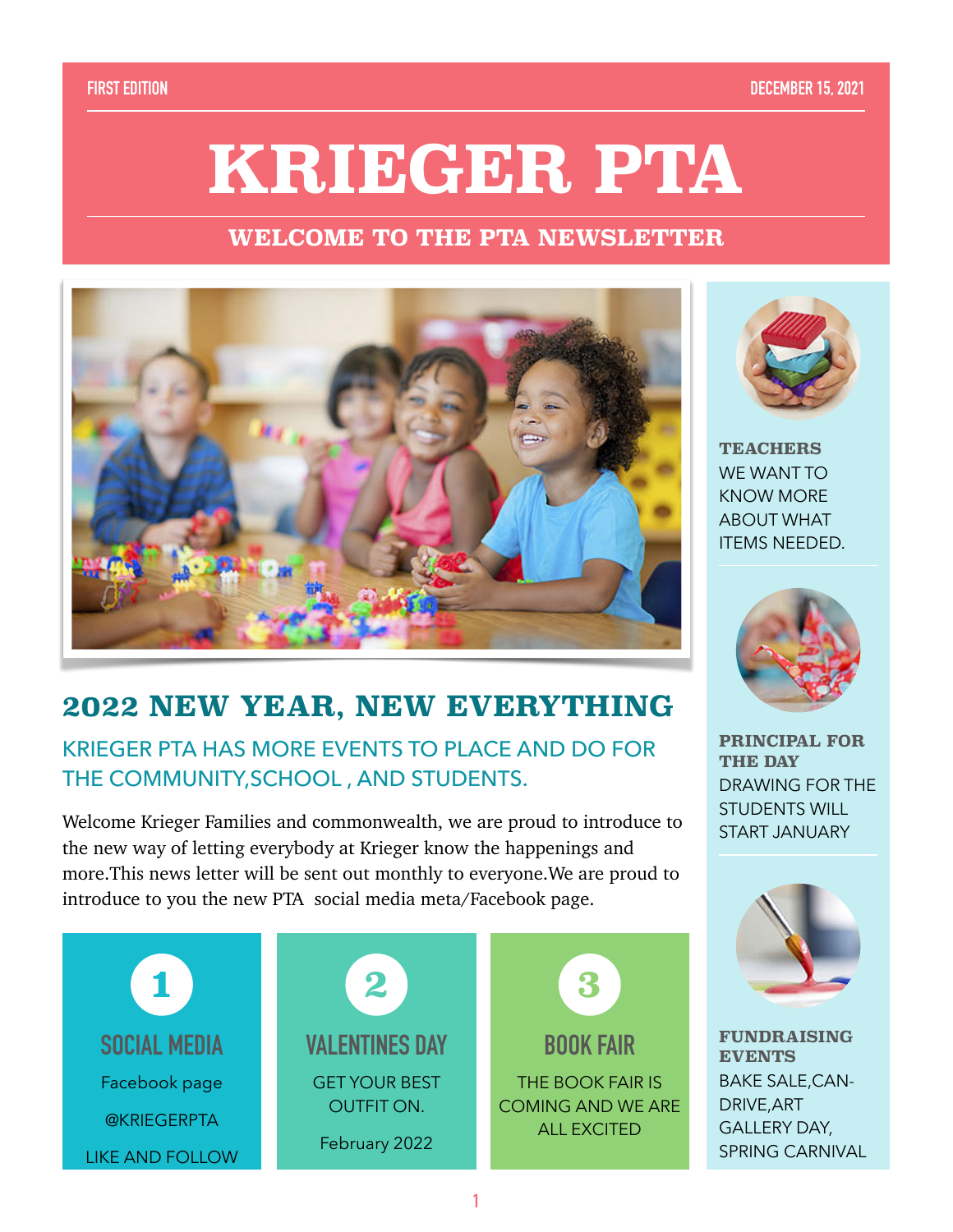FIRST EDITION

DECEMBER 15, 2021

# KRIEGER PTA

## WELCOME TO THE PTA NEWSLETTER

## 2022 NEW YEAR, NEW EVERYTHING

### KRIEGER PTA HAS MORE EVENTS TO PLACE AND DO FOR THE COMMUNITY,SCHOOL , AND STUDENTS.

Welcome Krieger Families and commonwealth, we are proud to introduce to the new way of letting everybody at Krieger know the happenings and more.This news letter will be sent out monthly to everyone.We are proud to introduce to you the new PTA social media meta/Facebook page.

**1**

### SOCIAL MEDIA

Facebook page

@KRIEGERPTA

LIKE AND FOLLOW

**2**

### VALENTINES DAY

GET YOUR BEST OUTFIT ON.

February 2022

**3**

### BOOK FAIR

THE BOOK FAIR IS COMING AND WE ARE ALL EXCITED

**TEACHERS**

WE WANT TO KNOW MORE ABOUT WHAT ITEMS NEEDED.

**PRINCIPAL FOR THE DAY**

DRAWING FOR THE STUDENTS WILL START JANUARY

**FUNDRAISING EVENTS**

BAKE SALE,CAN-DRIVE,ART GALLERY DAY, SPRING CARNIVAL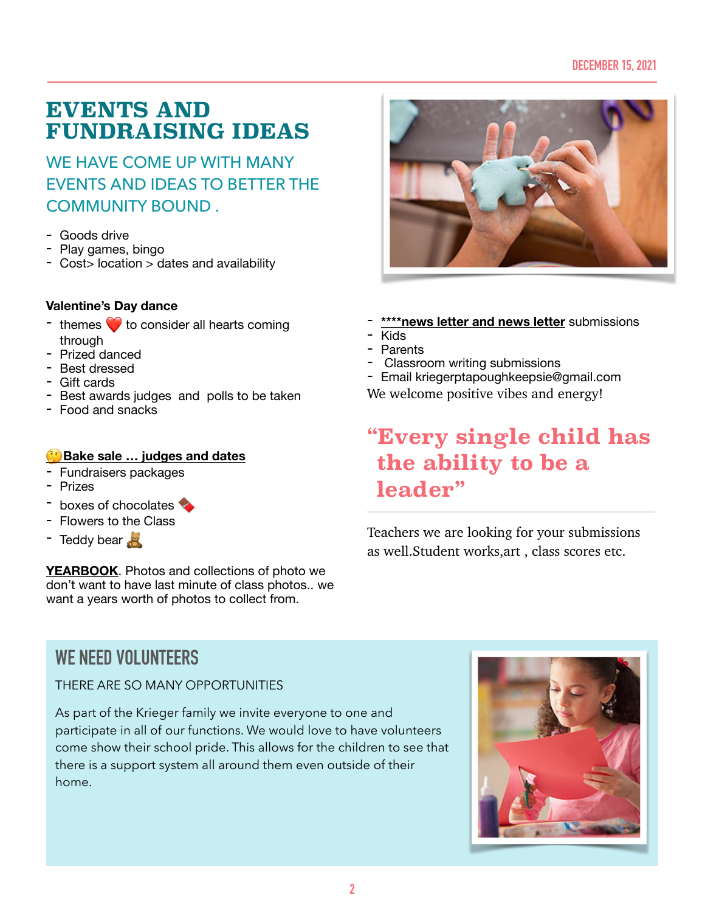# EVENTS AND FUNDRAISING IDEAS

## WE HAVE COME UP WITH MANY EVENTS AND IDEAS TO BETTER THE COMMUNITY BOUND .

- Goods drive
- Play games, bingo
- Cost> location > dates and availability

**Valentine's Day dance**

- themes ❤️ to consider all hearts coming through
- Prized danced
- Best dressed
- Gift cards
- Best awards judges and polls to be taken
- Food and snacks

🤔**Bake sale … judges and dates**

- Fundraisers packages
- Prizes
- boxes of chocolates 🍫
- Flowers to the Class
- Teddy bear 🧸

**YEARBOOK**. Photos and collections of photo we don't want to have last minute of class photos.. we want a years worth of photos to collect from.

- ****news letter and news letter submissions
- Kids
- Parents
- Classroom writing submissions
- Email kriegerptapoughkeepsie@gmail.com

We welcome positive vibes and energy!

## "Every single child has the ability to be a leader"

Teachers we are looking for your submissions as well.Student works,art , class scores etc.

## WE NEED VOLUNTEERS

THERE ARE SO MANY OPPORTUNITIES

As part of the Krieger family we invite everyone to one and participate in all of our functions. We would love to have volunteers come show their school pride. This allows for the children to see that there is a support system all around them even outside of their home.